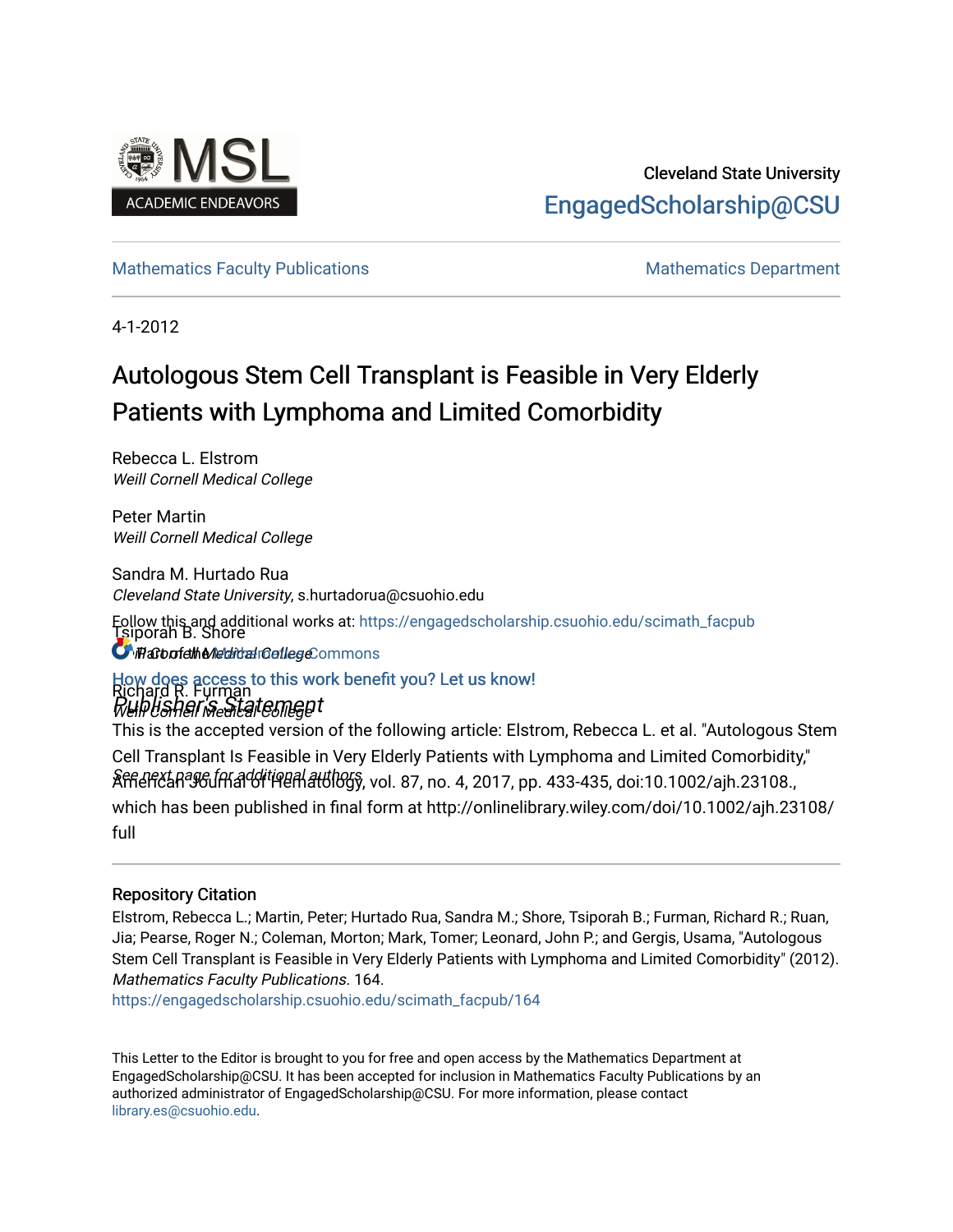Cleveland State University

EngagedScholarship@CSU

Mathematics Faculty Publications

Mathematics Department

4-1-2012

# Autologous Stem Cell Transplant is Feasible in Very Elderly Patients with Lymphoma and Limited Comorbidity

Rebecca L. Elstrom
*Weill Cornell Medical College*

Peter Martin
*Weill Cornell Medical College*

Sandra M. Hurtado Rua
*Cleveland State University*, s.hurtadorua@csuohio.edu

Tsiporah B. Shore
*Weill Cornell Medical College*

Richard R. Furman
*Weill Cornell Medical College*

*See next page for additional authors*

Follow this and additional works at: https://engagedscholarship.csuohio.edu/scimath_facpub

Part of the Medicine and Health Sciences Commons

How does access to this work benefit you? Let us know!

## *Publisher's Statement*

This is the accepted version of the following article: Elstrom, Rebecca L. et al. "Autologous Stem Cell Transplant Is Feasible in Very Elderly Patients with Lymphoma and Limited Comorbidity," American Journal of Hematology, vol. 87, no. 4, 2017, pp. 433-435, doi:10.1002/ajh.23108., which has been published in final form at http://onlinelibrary.wiley.com/doi/10.1002/ajh.23108/full

### Repository Citation

Elstrom, Rebecca L.; Martin, Peter; Hurtado Rua, Sandra M.; Shore, Tsiporah B.; Furman, Richard R.; Ruan, Jia; Pearse, Roger N.; Coleman, Morton; Mark, Tomer; Leonard, John P.; and Gergis, Usama, "Autologous Stem Cell Transplant is Feasible in Very Elderly Patients with Lymphoma and Limited Comorbidity" (2012). *Mathematics Faculty Publications*. 164.
https://engagedscholarship.csuohio.edu/scimath_facpub/164

This Letter to the Editor is brought to you for free and open access by the Mathematics Department at EngagedScholarship@CSU. It has been accepted for inclusion in Mathematics Faculty Publications by an authorized administrator of EngagedScholarship@CSU. For more information, please contact library.es@csuohio.edu.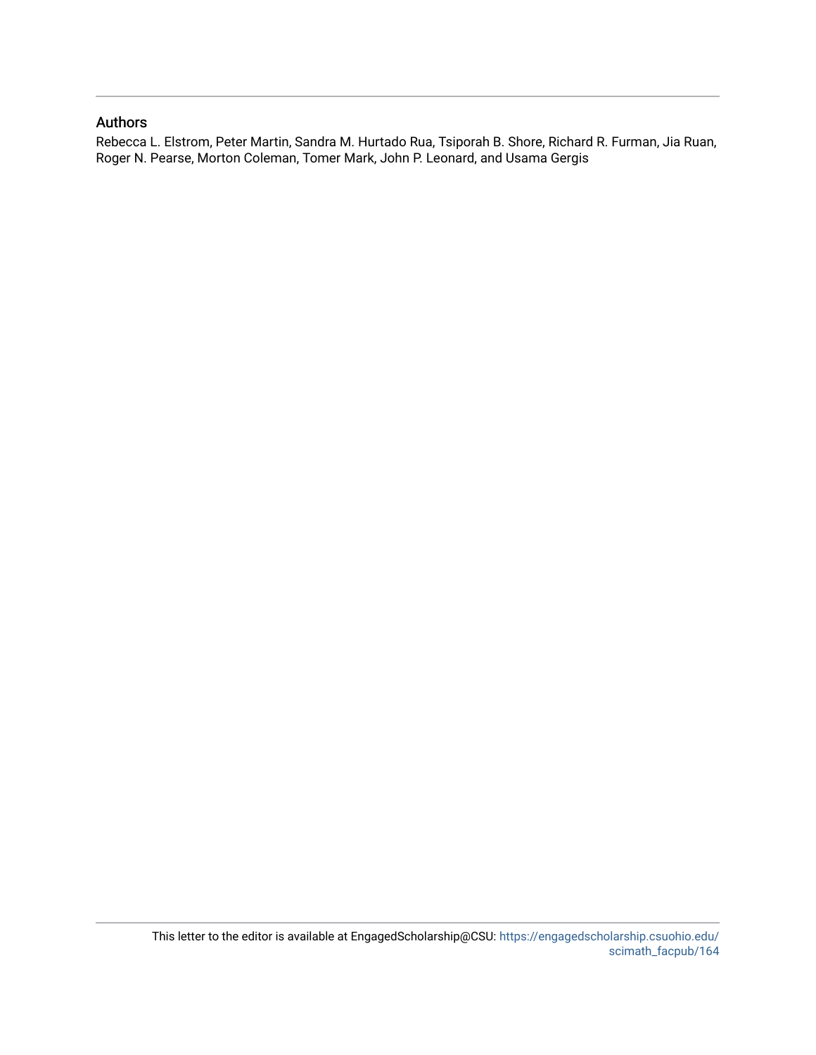## Authors

Rebecca L. Elstrom, Peter Martin, Sandra M. Hurtado Rua, Tsiporah B. Shore, Richard R. Furman, Jia Ruan, Roger N. Pearse, Morton Coleman, Tomer Mark, John P. Leonard, and Usama Gergis

This letter to the editor is available at EngagedScholarship@CSU: https://engagedscholarship.csuohio.edu/scimath_facpub/164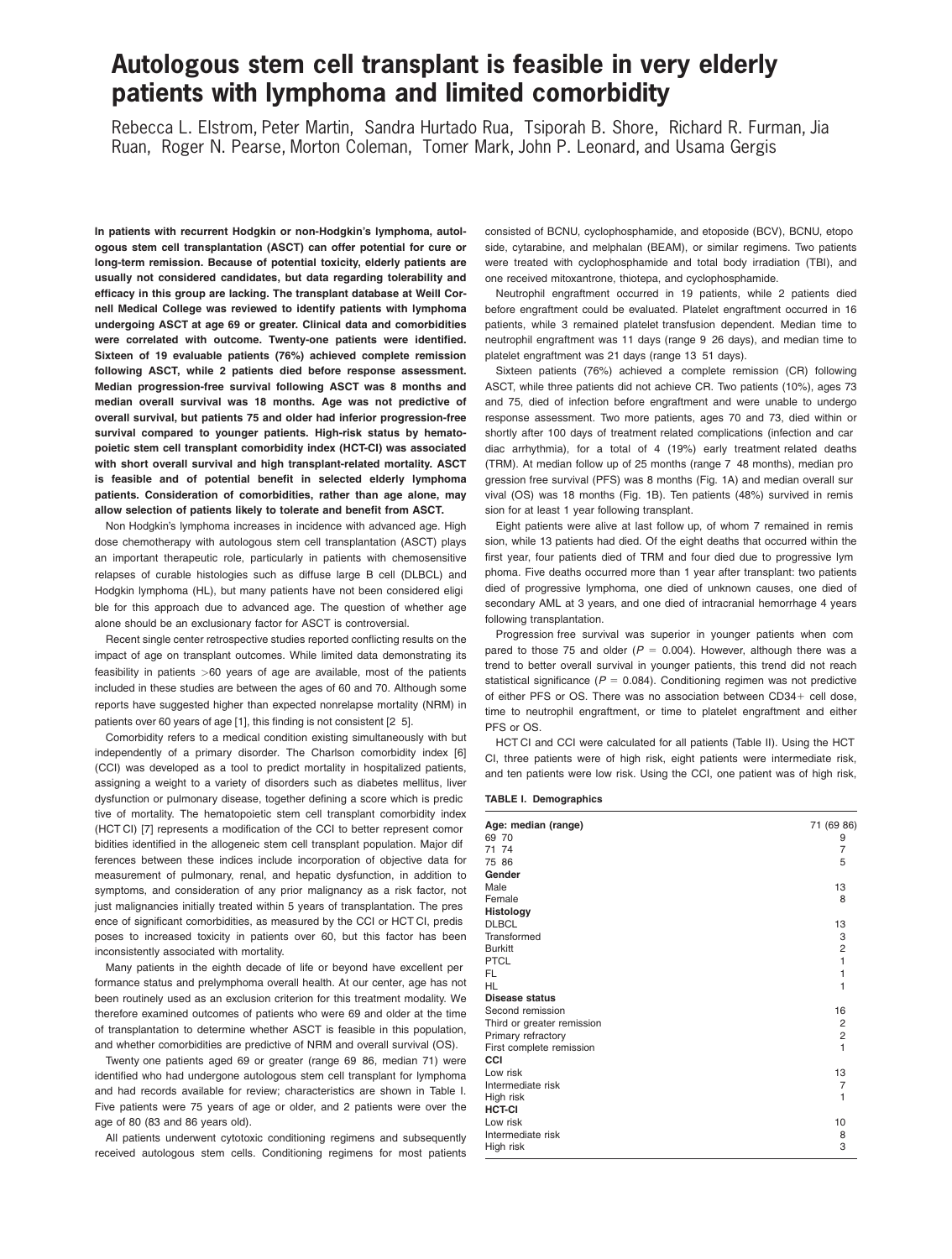# Autologous stem cell transplant is feasible in very elderly patients with lymphoma and limited comorbidity

Rebecca L. Elstrom, Peter Martin, Sandra Hurtado Rua, Tsiporah B. Shore, Richard R. Furman, Jia Ruan, Roger N. Pearse, Morton Coleman, Tomer Mark, John P. Leonard, and Usama Gergis

**In patients with recurrent Hodgkin or non-Hodgkin's lymphoma, autologous stem cell transplantation (ASCT) can offer potential for cure or long-term remission. Because of potential toxicity, elderly patients are usually not considered candidates, but data regarding tolerability and efficacy in this group are lacking. The transplant database at Weill Cornell Medical College was reviewed to identify patients with lymphoma undergoing ASCT at age 69 or greater. Clinical data and comorbidities were correlated with outcome. Twenty-one patients were identified. Sixteen of 19 evaluable patients (76%) achieved complete remission following ASCT, while 2 patients died before response assessment. Median progression-free survival following ASCT was 8 months and median overall survival was 18 months. Age was not predictive of overall survival, but patients 75 and older had inferior progression-free survival compared to younger patients. High-risk status by hematopoietic stem cell transplant comorbidity index (HCT-CI) was associated with short overall survival and high transplant-related mortality. ASCT is feasible and of potential benefit in selected elderly lymphoma patients. Consideration of comorbidities, rather than age alone, may allow selection of patients likely to tolerate and benefit from ASCT.**

Non Hodgkin's lymphoma increases in incidence with advanced age. High dose chemotherapy with autologous stem cell transplantation (ASCT) plays an important therapeutic role, particularly in patients with chemosensitive relapses of curable histologies such as diffuse large B cell (DLBCL) and Hodgkin lymphoma (HL), but many patients have not been considered eligible for this approach due to advanced age. The question of whether age alone should be an exclusionary factor for ASCT is controversial.

Recent single center retrospective studies reported conflicting results on the impact of age on transplant outcomes. While limited data demonstrating its feasibility in patients >60 years of age are available, most of the patients included in these studies are between the ages of 60 and 70. Although some reports have suggested higher than expected nonrelapse mortality (NRM) in patients over 60 years of age [1], this finding is not consistent [2 5].

Comorbidity refers to a medical condition existing simultaneously with but independently of a primary disorder. The Charlson comorbidity index [6] (CCI) was developed as a tool to predict mortality in hospitalized patients, assigning a weight to a variety of disorders such as diabetes mellitus, liver dysfunction or pulmonary disease, together defining a score which is predictive of mortality. The hematopoietic stem cell transplant comorbidity index (HCT CI) [7] represents a modification of the CCI to better represent comorbidities identified in the allogeneic stem cell transplant population. Major differences between these indices include incorporation of objective data for measurement of pulmonary, renal, and hepatic dysfunction, in addition to symptoms, and consideration of any prior malignancy as a risk factor, not just malignancies initially treated within 5 years of transplantation. The presence of significant comorbidities, as measured by the CCI or HCT CI, predisposes to increased toxicity in patients over 60, but this factor has been inconsistently associated with mortality.

Many patients in the eighth decade of life or beyond have excellent performance status and prelymphoma overall health. At our center, age has not been routinely used as an exclusion criterion for this treatment modality. We therefore examined outcomes of patients who were 69 and older at the time of transplantation to determine whether ASCT is feasible in this population, and whether comorbidities are predictive of NRM and overall survival (OS).

Twenty one patients aged 69 or greater (range 69 86, median 71) were identified who had undergone autologous stem cell transplant for lymphoma and had records available for review; characteristics are shown in Table I. Five patients were 75 years of age or older, and 2 patients were over the age of 80 (83 and 86 years old).

All patients underwent cytotoxic conditioning regimens and subsequently received autologous stem cells. Conditioning regimens for most patients consisted of BCNU, cyclophosphamide, and etoposide (BCV), BCNU, etoposide, cytarabine, and melphalan (BEAM), or similar regimens. Two patients were treated with cyclophosphamide and total body irradiation (TBI), and one received mitoxantrone, thiotepa, and cyclophosphamide.

Neutrophil engraftment occurred in 19 patients, while 2 patients died before engraftment could be evaluated. Platelet engraftment occurred in 16 patients, while 3 remained platelet transfusion dependent. Median time to neutrophil engraftment was 11 days (range 9 26 days), and median time to platelet engraftment was 21 days (range 13 51 days).

Sixteen patients (76%) achieved a complete remission (CR) following ASCT, while three patients did not achieve CR. Two patients (10%), ages 73 and 75, died of infection before engraftment and were unable to undergo response assessment. Two more patients, ages 70 and 73, died within or shortly after 100 days of treatment related complications (infection and cardiac arrhythmia), for a total of 4 (19%) early treatment related deaths (TRM). At median follow up of 25 months (range 7 48 months), median progression free survival (PFS) was 8 months (Fig. 1A) and median overall survival (OS) was 18 months (Fig. 1B). Ten patients (48%) survived in remission for at least 1 year following transplant.

Eight patients were alive at last follow up, of whom 7 remained in remission, while 13 patients had died. Of the eight deaths that occurred within the first year, four patients died of TRM and four died due to progressive lymphoma. Five deaths occurred more than 1 year after transplant: two patients died of progressive lymphoma, one died of unknown causes, one died of secondary AML at 3 years, and one died of intracranial hemorrhage 4 years following transplantation.

Progression free survival was superior in younger patients when compared to those 75 and older ($P = 0.004$). However, although there was a trend to better overall survival in younger patients, this trend did not reach statistical significance ($P = 0.084$). Conditioning regimen was not predictive of either PFS or OS. There was no association between CD34+ cell dose, time to neutrophil engraftment, or time to platelet engraftment and either PFS or OS.

HCT CI and CCI were calculated for all patients (Table II). Using the HCT CI, three patients were of high risk, eight patients were intermediate risk, and ten patients were low risk. Using the CCI, one patient was of high risk,

**TABLE I. Demographics**

| | |
|---|---|
| **Age: median (range)** | 71 (69 86) |
| 69 70 | 9 |
| 71 74 | 7 |
| 75 86 | 5 |
| **Gender** | |
| Male | 13 |
| Female | 8 |
| **Histology** | |
| DLBCL | 13 |
| Transformed | 3 |
| Burkitt | 2 |
| PTCL | 1 |
| FL | 1 |
| HL | 1 |
| **Disease status** | |
| Second remission | 16 |
| Third or greater remission | 2 |
| Primary refractory | 2 |
| First complete remission | 1 |
| **CCI** | |
| Low risk | 13 |
| Intermediate risk | 7 |
| High risk | 1 |
| **HCT-CI** | |
| Low risk | 10 |
| Intermediate risk | 8 |
| High risk | 3 |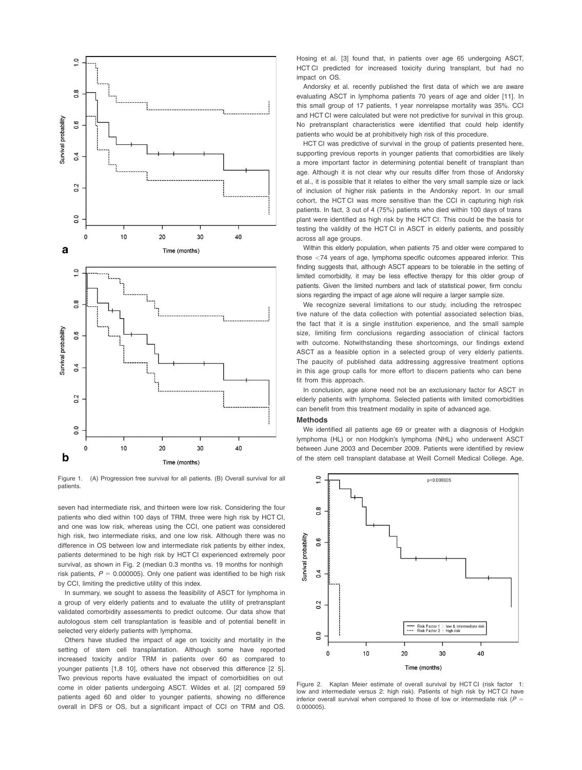a

Survival probability

Time (months)

b

Survival probability

Time (months)

Figure 1. (A) Progression free survival for all patients. (B) Overall survival for all patients.

seven had intermediate risk, and thirteen were low risk. Considering the four patients who died within 100 days of TRM, three were high risk by HCT CI, and one was low risk, whereas using the CCI, one patient was considered high risk, two intermediate risks, and one low risk. Although there was no difference in OS between low and intermediate risk patients by either index, patients determined to be high risk by HCT CI experienced extremely poor survival, as shown in Fig. 2 (median 0.3 months vs. 19 months for nonhigh risk patients, $P = 0.000005$). Only one patient was identified to be high risk by CCI, limiting the predictive utility of this index.

In summary, we sought to assess the feasibility of ASCT for lymphoma in a group of very elderly patients and to evaluate the utility of pretransplant validated comorbidity assessments to predict outcome. Our data show that autologous stem cell transplantation is feasible and of potential benefit in selected very elderly patients with lymphoma.

Others have studied the impact of age on toxicity and mortality in the setting of stem cell transplantation. Although some have reported increased toxicity and/or TRM in patients over 60 as compared to younger patients [1,8 10], others have not observed this difference [2 5]. Two previous reports have evaluated the impact of comorbidities on outcome in older patients undergoing ASCT. Wildes et al. [2] compared 59 patients aged 60 and older to younger patients, showing no difference overall in DFS or OS, but a significant impact of CCI on TRM and OS. Hosing et al. [3] found that, in patients over age 65 undergoing ASCT, HCT CI predicted for increased toxicity during transplant, but had no impact on OS.

Andorsky et al. recently published the first data of which we are aware evaluating ASCT in lymphoma patients 70 years of age and older [11]. In this small group of 17 patients, 1 year nonrelapse mortality was 35%. CCI and HCT CI were calculated but were not predictive for survival in this group. No pretransplant characteristics were identified that could help identify patients who would be at prohibitively high risk of this procedure.

HCT CI was predictive of survival in the group of patients presented here, supporting previous reports in younger patients that comorbidities are likely a more important factor in determining potential benefit of transplant than age. Although it is not clear why our results differ from those of Andorsky et al., it is possible that it relates to either the very small sample size or lack of inclusion of higher risk patients in the Andorsky report. In our small cohort, the HCT CI was more sensitive than the CCI in capturing high risk patients. In fact, 3 out of 4 (75%) patients who died within 100 days of transplant were identified as high risk by the HCT CI. This could be the basis for testing the validity of the HCT CI in ASCT in elderly patients, and possibly across all age groups.

Within this elderly population, when patients 75 and older were compared to those <74 years of age, lymphoma specific outcomes appeared inferior. This finding suggests that, although ASCT appears to be tolerable in the setting of limited comorbidity, it may be less effective therapy for this older group of patients. Given the limited numbers and lack of statistical power, firm conclusions regarding the impact of age alone will require a larger sample size.

We recognize several limitations to our study, including the retrospective nature of the data collection with potential associated selection bias, the fact that it is a single institution experience, and the small sample size, limiting firm conclusions regarding association of clinical factors with outcome. Notwithstanding these shortcomings, our findings extend ASCT as a feasible option in a selected group of very elderly patients. The paucity of published data addressing aggressive treatment options in this age group calls for more effort to discern patients who can benefit from this approach.

In conclusion, age alone need not be an exclusionary factor for ASCT in elderly patients with lymphoma. Selected patients with limited comorbidities can benefit from this treatment modality in spite of advanced age.

## Methods

We identified all patients age 69 or greater with a diagnosis of Hodgkin lymphoma (HL) or non Hodgkin's lymphoma (NHL) who underwent ASCT between June 2003 and December 2009. Patients were identified by review of the stem cell transplant database at Weill Cornell Medical College. Age,

p=0.000005

Survival probability

Time (months)

Risk Factor 1 : low & intermediate risk
Risk Factor 2 : high risk

Figure 2. Kaplan Meier estimate of overall survival by HCT CI (risk factor 1: low and intermediate versus 2: high risk). Patients of high risk by HCT CI have inferior overall survival when compared to those of low or intermediate risk ($P = 0.000005$).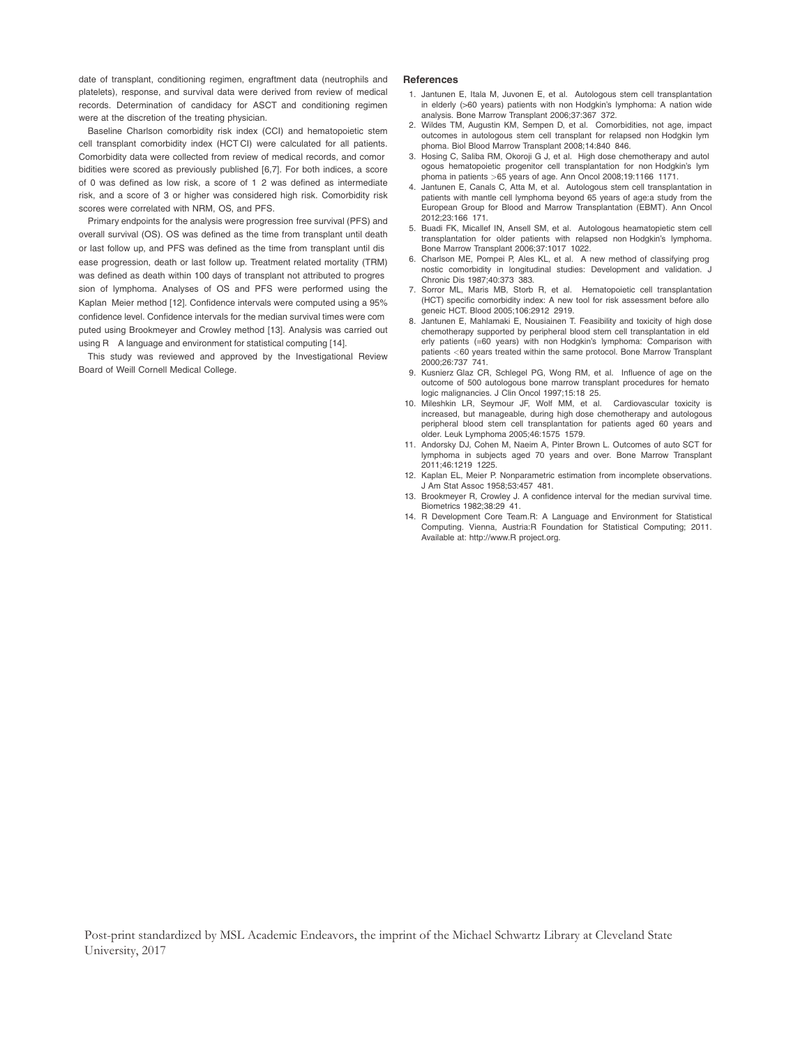date of transplant, conditioning regimen, engraftment data (neutrophils and platelets), response, and survival data were derived from review of medical records. Determination of candidacy for ASCT and conditioning regimen were at the discretion of the treating physician.

Baseline Charlson comorbidity risk index (CCI) and hematopoietic stem cell transplant comorbidity index (HCT CI) were calculated for all patients. Comorbidity data were collected from review of medical records, and comor bidities were scored as previously published [6,7]. For both indices, a score of 0 was defined as low risk, a score of 1 2 was defined as intermediate risk, and a score of 3 or higher was considered high risk. Comorbidity risk scores were correlated with NRM, OS, and PFS.

Primary endpoints for the analysis were progression free survival (PFS) and overall survival (OS). OS was defined as the time from transplant until death or last follow up, and PFS was defined as the time from transplant until dis ease progression, death or last follow up. Treatment related mortality (TRM) was defined as death within 100 days of transplant not attributed to progres sion of lymphoma. Analyses of OS and PFS were performed using the Kaplan Meier method [12]. Confidence intervals were computed using a 95% confidence level. Confidence intervals for the median survival times were com puted using Brookmeyer and Crowley method [13]. Analysis was carried out using R A language and environment for statistical computing [14].

This study was reviewed and approved by the Investigational Review Board of Weill Cornell Medical College.

## References

1. Jantunen E, Itala M, Juvonen E, et al. Autologous stem cell transplantation in elderly (>60 years) patients with non Hodgkin's lymphoma: A nation wide analysis. Bone Marrow Transplant 2006;37:367 372.
2. Wildes TM, Augustin KM, Sempen D, et al. Comorbidities, not age, impact outcomes in autologous stem cell transplant for relapsed non Hodgkin lym phoma. Biol Blood Marrow Transplant 2008;14:840 846.
3. Hosing C, Saliba RM, Okoroji G J, et al. High dose chemotherapy and autol ogous hematopoietic progenitor cell transplantation for non Hodgkin's lym phoma in patients >65 years of age. Ann Oncol 2008;19:1166 1171.
4. Jantunen E, Canals C, Atta M, et al. Autologous stem cell transplantation in patients with mantle cell lymphoma beyond 65 years of age:a study from the European Group for Blood and Marrow Transplantation (EBMT). Ann Oncol 2012;23:166 171.
5. Buadi FK, Micallef IN, Ansell SM, et al. Autologous heamatopietic stem cell transplantation for older patients with relapsed non Hodgkin's lymphoma. Bone Marrow Transplant 2006;37:1017 1022.
6. Charlson ME, Pompei P, Ales KL, et al. A new method of classifying prog nostic comorbidity in longitudinal studies: Development and validation. J Chronic Dis 1987;40:373 383.
7. Sorror ML, Maris MB, Storb R, et al. Hematopoietic cell transplantation (HCT) specific comorbidity index: A new tool for risk assessment before allo geneic HCT. Blood 2005;106:2912 2919.
8. Jantunen E, Mahlamaki E, Nousiainen T. Feasibility and toxicity of high dose chemotherapy supported by peripheral blood stem cell transplantation in eld erly patients (=60 years) with non Hodgkin's lymphoma: Comparison with patients <60 years treated within the same protocol. Bone Marrow Transplant 2000;26:737 741.
9. Kusnierz Glaz CR, Schlegel PG, Wong RM, et al. Influence of age on the outcome of 500 autologous bone marrow transplant procedures for hemato logic malignancies. J Clin Oncol 1997;15:18 25.
10. Mileshkin LR, Seymour JF, Wolf MM, et al. Cardiovascular toxicity is increased, but manageable, during high dose chemotherapy and autologous peripheral blood stem cell transplantation for patients aged 60 years and older. Leuk Lymphoma 2005;46:1575 1579.
11. Andorsky DJ, Cohen M, Naeim A, Pinter Brown L. Outcomes of auto SCT for lymphoma in subjects aged 70 years and over. Bone Marrow Transplant 2011;46:1219 1225.
12. Kaplan EL, Meier P. Nonparametric estimation from incomplete observations. J Am Stat Assoc 1958;53:457 481.
13. Brookmeyer R, Crowley J. A confidence interval for the median survival time. Biometrics 1982;38:29 41.
14. R Development Core Team.R: A Language and Environment for Statistical Computing. Vienna, Austria:R Foundation for Statistical Computing; 2011. Available at: http://www.R project.org.

Post-print standardized by MSL Academic Endeavors, the imprint of the Michael Schwartz Library at Cleveland State University, 2017